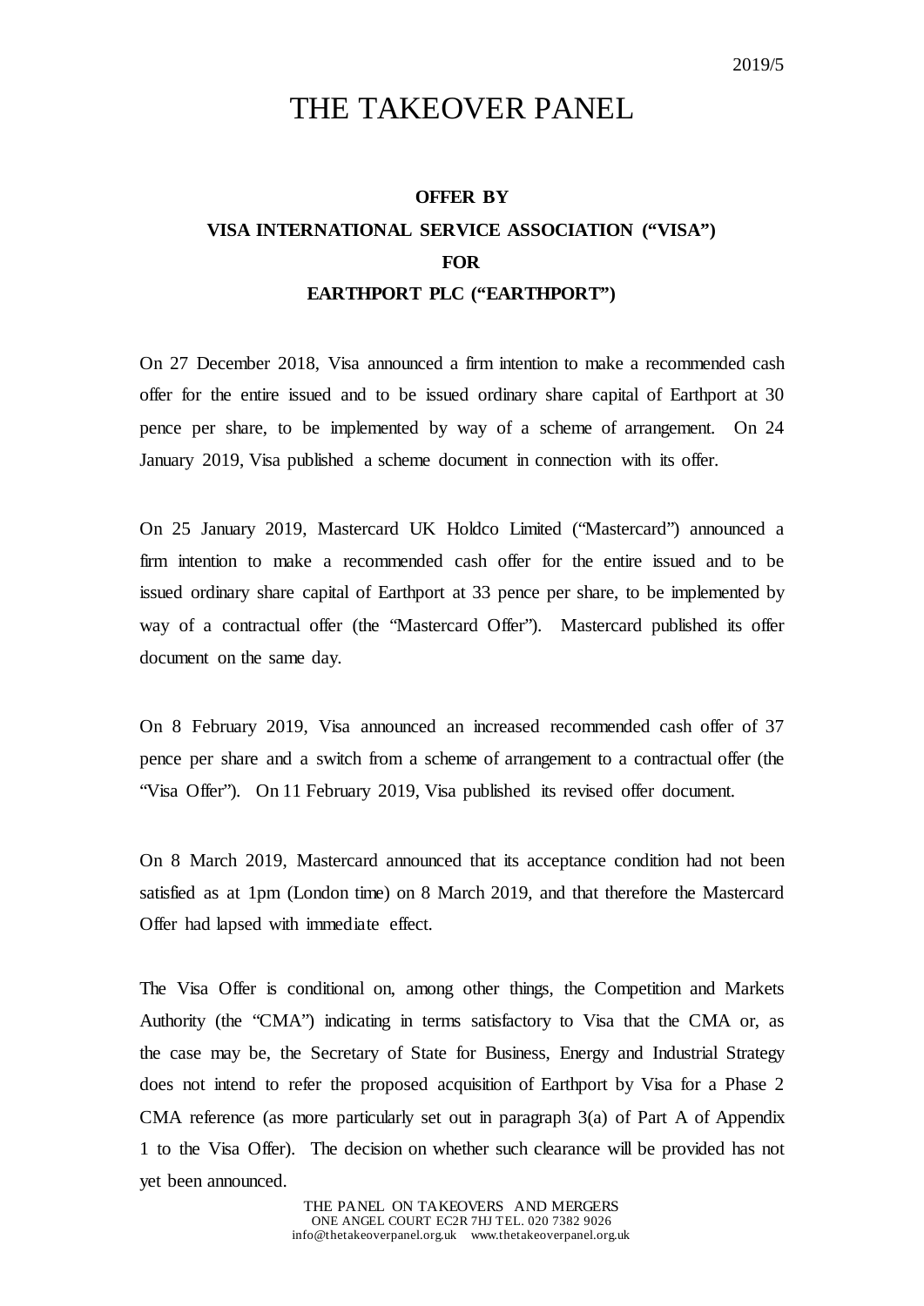2019/5

# THE TAKEOVER PANEL

**OFFER BY**

**VISA INTERNATIONAL SERVICE ASSOCIATION ("VISA")**

**FOR**

**EARTHPORT PLC ("EARTHPORT")**

On 27 December 2018, Visa announced a firm intention to make a recommended cash offer for the entire issued and to be issued ordinary share capital of Earthport at 30 pence per share, to be implemented by way of a scheme of arrangement. On 24 January 2019, Visa published a scheme document in connection with its offer.

On 25 January 2019, Mastercard UK Holdco Limited ("Mastercard") announced a firm intention to make a recommended cash offer for the entire issued and to be issued ordinary share capital of Earthport at 33 pence per share, to be implemented by way of a contractual offer (the "Mastercard Offer"). Mastercard published its offer document on the same day.

On 8 February 2019, Visa announced an increased recommended cash offer of 37 pence per share and a switch from a scheme of arrangement to a contractual offer (the "Visa Offer"). On 11 February 2019, Visa published its revised offer document.

On 8 March 2019, Mastercard announced that its acceptance condition had not been satisfied as at 1pm (London time) on 8 March 2019, and that therefore the Mastercard Offer had lapsed with immediate effect.

The Visa Offer is conditional on, among other things, the Competition and Markets Authority (the "CMA") indicating in terms satisfactory to Visa that the CMA or, as the case may be, the Secretary of State for Business, Energy and Industrial Strategy does not intend to refer the proposed acquisition of Earthport by Visa for a Phase 2 CMA reference (as more particularly set out in paragraph 3(a) of Part A of Appendix 1 to the Visa Offer). The decision on whether such clearance will be provided has not yet been announced.

THE PANEL ON TAKEOVERS AND MERGERS
ONE ANGEL COURT EC2R 7HJ TEL. 020 7382 9026
info@thetakeoverpanel.org.uk www.thetakeoverpanel.org.uk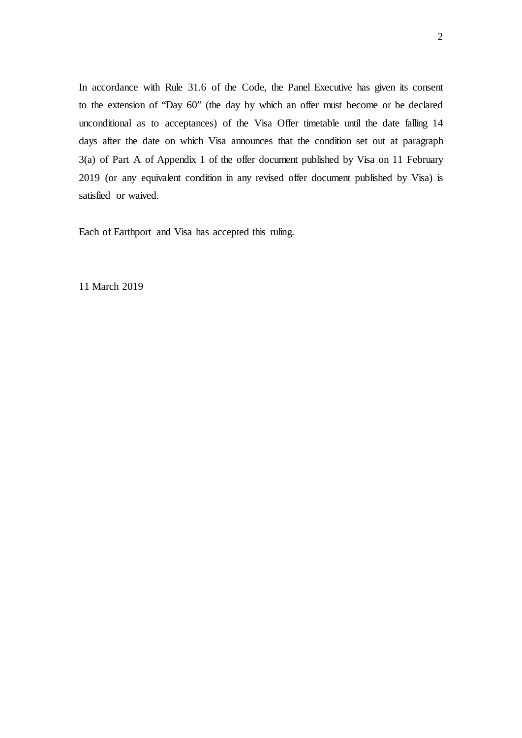In accordance with Rule 31.6 of the Code, the Panel Executive has given its consent to the extension of "Day 60" (the day by which an offer must become or be declared unconditional as to acceptances) of the Visa Offer timetable until the date falling 14 days after the date on which Visa announces that the condition set out at paragraph 3(a) of Part A of Appendix 1 of the offer document published by Visa on 11 February 2019 (or any equivalent condition in any revised offer document published by Visa) is satisfied or waived.

Each of Earthport and Visa has accepted this ruling.

11 March 2019